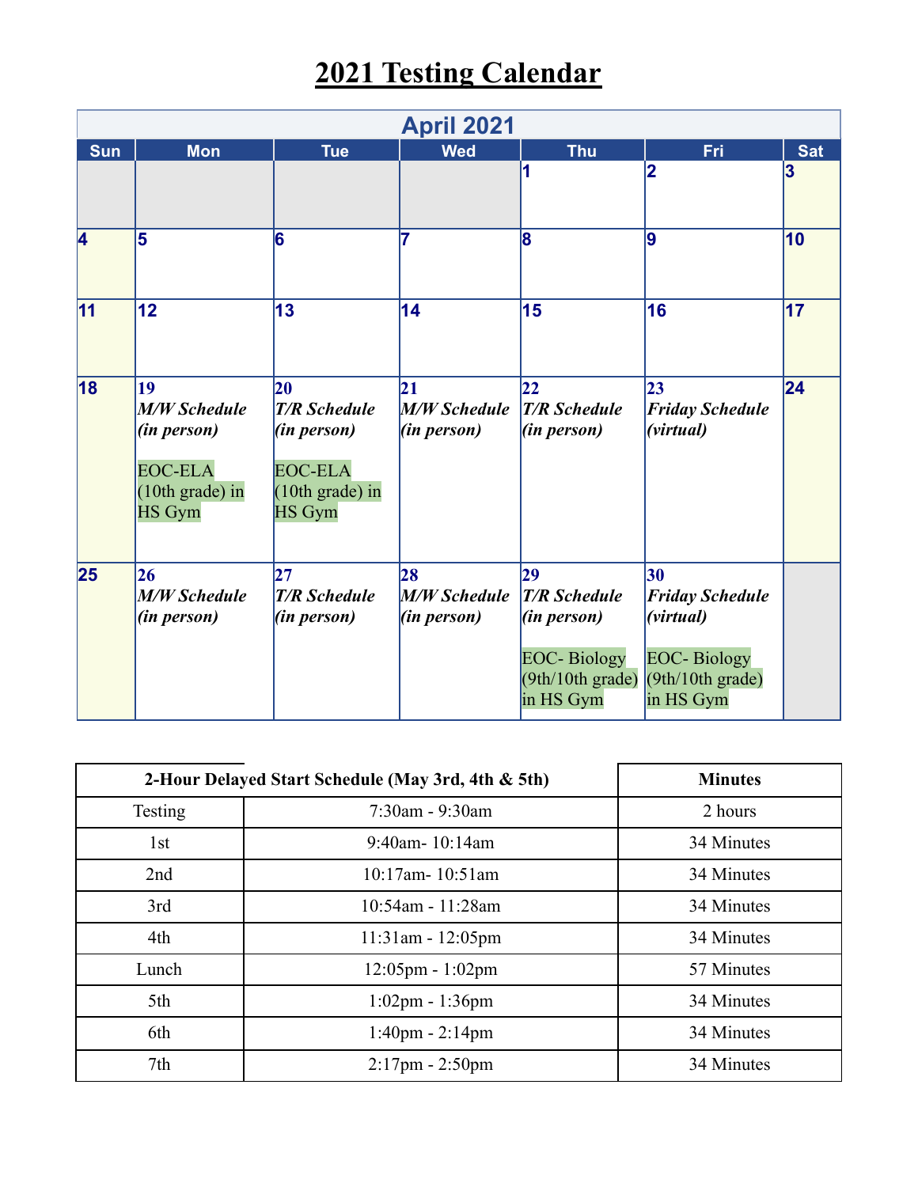# 2021 Testing Calendar

| April 2021 | | | | | | |
|---|---|---|---|---|---|---|
| **Sun** | **Mon** | **Tue** | **Wed** | **Thu** | **Fri** | **Sat** |
| | | | | 1 | 2 | 3 |
| 4 | 5 | 6 | 7 | 8 | 9 | 10 |
| 11 | 12 | 13 | 14 | 15 | 16 | 17 |
| 18 | 19 *M/W Schedule (in person)* EOC-ELA (10th grade) in HS Gym | 20 *T/R Schedule (in person)* EOC-ELA (10th grade) in HS Gym | 21 *M/W Schedule (in person)* | 22 *T/R Schedule (in person)* | 23 *Friday Schedule (virtual)* | 24 |
| 25 | 26 *M/W Schedule (in person)* | 27 *T/R Schedule (in person)* | 28 *M/W Schedule (in person)* | 29 *T/R Schedule (in person)* EOC- Biology (9th/10th grade) in HS Gym | 30 *Friday Schedule (virtual)* EOC- Biology (9th/10th grade) in HS Gym | |

| **2-Hour Delayed Start Schedule (May 3rd, 4th & 5th)** | | **Minutes** |
|---|---|---|
| Testing | 7:30am - 9:30am | 2 hours |
| 1st | 9:40am- 10:14am | 34 Minutes |
| 2nd | 10:17am- 10:51am | 34 Minutes |
| 3rd | 10:54am - 11:28am | 34 Minutes |
| 4th | 11:31am - 12:05pm | 34 Minutes |
| Lunch | 12:05pm - 1:02pm | 57 Minutes |
| 5th | 1:02pm - 1:36pm | 34 Minutes |
| 6th | 1:40pm - 2:14pm | 34 Minutes |
| 7th | 2:17pm - 2:50pm | 34 Minutes |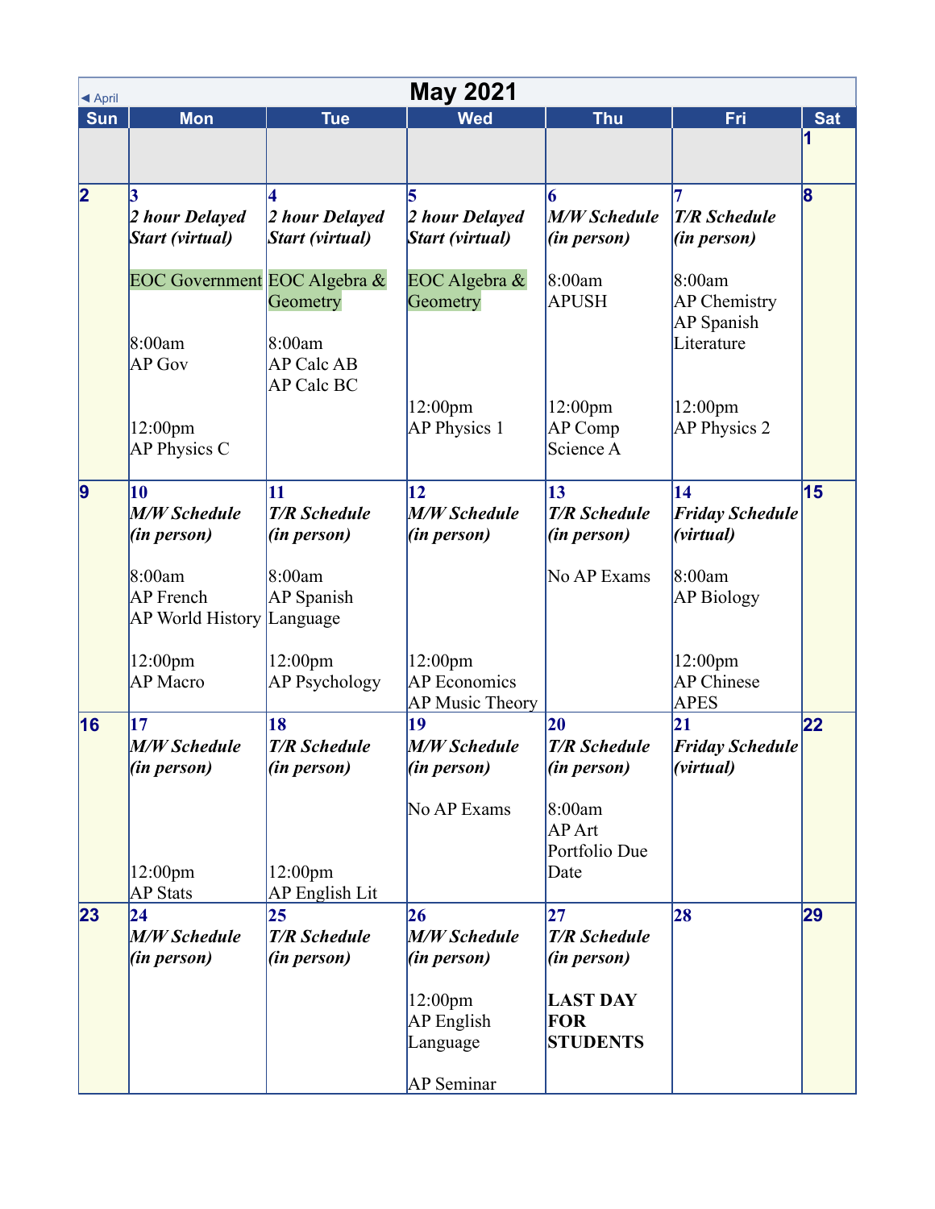# May 2021

◄ April

| Sun | Mon | Tue | Wed | Thu | Fri | Sat |
|---|---|---|---|---|---|---|
| | | | | | | 1 |
| 2 | 3<br>*2 hour Delayed Start (virtual)*<br><br>EOC Government<br><br>8:00am<br>AP Gov<br><br>12:00pm<br>AP Physics C | 4<br>*2 hour Delayed Start (virtual)*<br><br>EOC Algebra & Geometry<br><br>8:00am<br>AP Calc AB<br>AP Calc BC | 5<br>*2 hour Delayed Start (virtual)*<br><br>EOC Algebra & Geometry<br><br>12:00pm<br>AP Physics 1 | 6<br>*M/W Schedule (in person)*<br><br>8:00am<br>APUSH<br><br>12:00pm<br>AP Comp Science A | 7<br>*T/R Schedule (in person)*<br><br>8:00am<br>AP Chemistry<br>AP Spanish Literature<br><br>12:00pm<br>AP Physics 2 | 8 |
| 9 | 10<br>*M/W Schedule (in person)*<br><br>8:00am<br>AP French<br>AP World History<br><br>12:00pm<br>AP Macro | 11<br>*T/R Schedule (in person)*<br><br>8:00am<br>AP Spanish Language<br><br>12:00pm<br>AP Psychology | 12<br>*M/W Schedule (in person)*<br><br>12:00pm<br>AP Economics<br>AP Music Theory | 13<br>*T/R Schedule (in person)*<br><br>No AP Exams | 14<br>*Friday Schedule (virtual)*<br><br>8:00am<br>AP Biology<br><br>12:00pm<br>AP Chinese<br>APES | 15 |
| 16 | 17<br>*M/W Schedule (in person)*<br><br>12:00pm<br>AP Stats | 18<br>*T/R Schedule (in person)*<br><br>12:00pm<br>AP English Lit | 19<br>*M/W Schedule (in person)*<br><br>No AP Exams | 20<br>*T/R Schedule (in person)*<br><br>8:00am<br>AP Art Portfolio Due Date | 21<br>*Friday Schedule (virtual)* | 22 |
| 23 | 24<br>*M/W Schedule (in person)* | 25<br>*T/R Schedule (in person)* | 26<br>*M/W Schedule (in person)*<br><br>12:00pm<br>AP English Language<br><br>AP Seminar | 27<br>*T/R Schedule (in person)*<br><br>**LAST DAY FOR STUDENTS** | 28 | 29 |